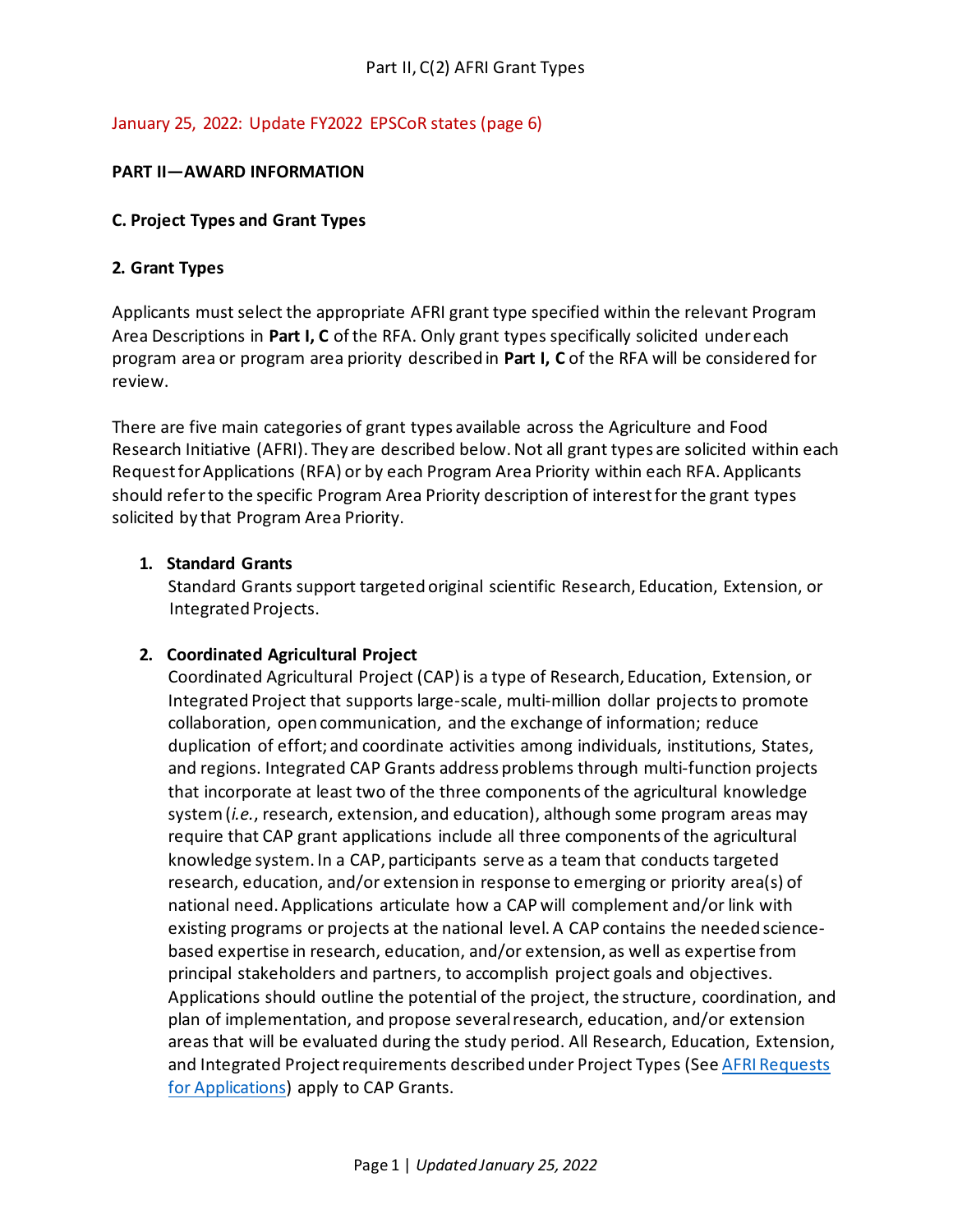Part II, C(2) AFRI Grant Types

January 25, 2022: Update FY2022 EPSCoR states (page 6)

**PART II—AWARD INFORMATION**

**C. Project Types and Grant Types**

**2. Grant Types**

Applicants must select the appropriate AFRI grant type specified within the relevant Program Area Descriptions in **Part I, C** of the RFA. Only grant types specifically solicited under each program area or program area priority described in **Part I, C** of the RFA will be considered for review.

There are five main categories of grant types available across the Agriculture and Food Research Initiative (AFRI). They are described below. Not all grant types are solicited within each Request for Applications (RFA) or by each Program Area Priority within each RFA. Applicants should refer to the specific Program Area Priority description of interest for the grant types solicited by that Program Area Priority.

1. **Standard Grants**
   Standard Grants support targeted original scientific Research, Education, Extension, or Integrated Projects.

2. **Coordinated Agricultural Project**
   Coordinated Agricultural Project (CAP) is a type of Research, Education, Extension, or Integrated Project that supports large-scale, multi-million dollar projects to promote collaboration, open communication, and the exchange of information; reduce duplication of effort; and coordinate activities among individuals, institutions, States, and regions. Integrated CAP Grants address problems through multi-function projects that incorporate at least two of the three components of the agricultural knowledge system (*i.e.*, research, extension, and education), although some program areas may require that CAP grant applications include all three components of the agricultural knowledge system. In a CAP, participants serve as a team that conducts targeted research, education, and/or extension in response to emerging or priority area(s) of national need. Applications articulate how a CAP will complement and/or link with existing programs or projects at the national level. A CAP contains the needed science-based expertise in research, education, and/or extension, as well as expertise from principal stakeholders and partners, to accomplish project goals and objectives. Applications should outline the potential of the project, the structure, coordination, and plan of implementation, and propose several research, education, and/or extension areas that will be evaluated during the study period. All Research, Education, Extension, and Integrated Project requirements described under Project Types (See [AFRI Requests for Applications](AFRI Requests for Applications)) apply to CAP Grants.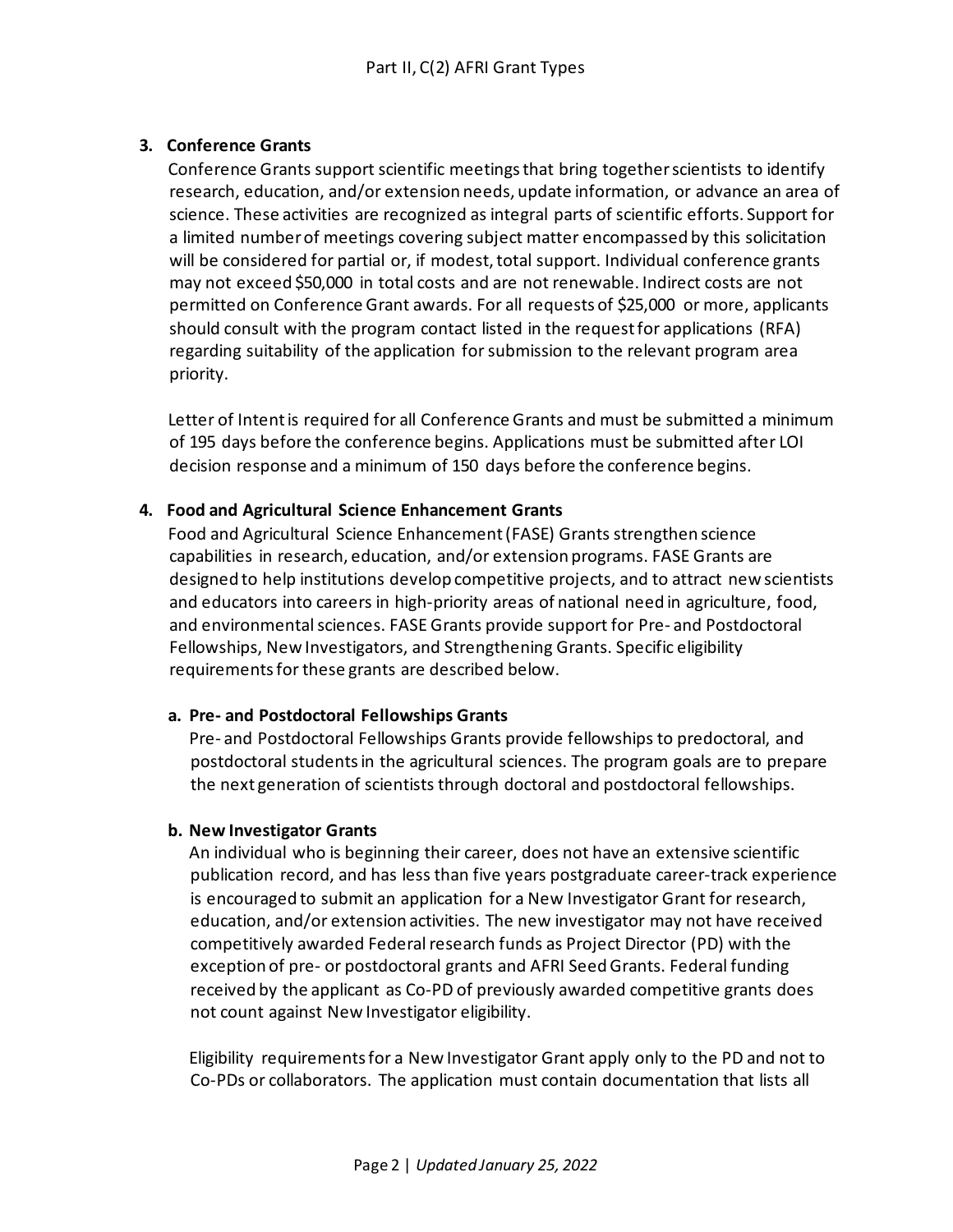3. **Conference Grants**

   Conference Grants support scientific meetings that bring together scientists to identify research, education, and/or extension needs, update information, or advance an area of science. These activities are recognized as integral parts of scientific efforts. Support for a limited number of meetings covering subject matter encompassed by this solicitation will be considered for partial or, if modest, total support. Individual conference grants may not exceed $50,000 in total costs and are not renewable. Indirect costs are not permitted on Conference Grant awards. For all requests of $25,000 or more, applicants should consult with the program contact listed in the request for applications (RFA) regarding suitability of the application for submission to the relevant program area priority.

   Letter of Intent is required for all Conference Grants and must be submitted a minimum of 195 days before the conference begins. Applications must be submitted after LOI decision response and a minimum of 150 days before the conference begins.

4. **Food and Agricultural Science Enhancement Grants**

   Food and Agricultural Science Enhancement (FASE) Grants strengthen science capabilities in research, education, and/or extension programs. FASE Grants are designed to help institutions develop competitive projects, and to attract new scientists and educators into careers in high-priority areas of national need in agriculture, food, and environmental sciences. FASE Grants provide support for Pre- and Postdoctoral Fellowships, New Investigators, and Strengthening Grants. Specific eligibility requirements for these grants are described below.

   a. **Pre- and Postdoctoral Fellowships Grants**

      Pre- and Postdoctoral Fellowships Grants provide fellowships to predoctoral, and postdoctoral students in the agricultural sciences. The program goals are to prepare the next generation of scientists through doctoral and postdoctoral fellowships.

   b. **New Investigator Grants**

      An individual who is beginning their career, does not have an extensive scientific publication record, and has less than five years postgraduate career-track experience is encouraged to submit an application for a New Investigator Grant for research, education, and/or extension activities. The new investigator may not have received competitively awarded Federal research funds as Project Director (PD) with the exception of pre- or postdoctoral grants and AFRI Seed Grants. Federal funding received by the applicant as Co-PD of previously awarded competitive grants does not count against New Investigator eligibility.

      Eligibility requirements for a New Investigator Grant apply only to the PD and not to Co-PDs or collaborators. The application must contain documentation that lists all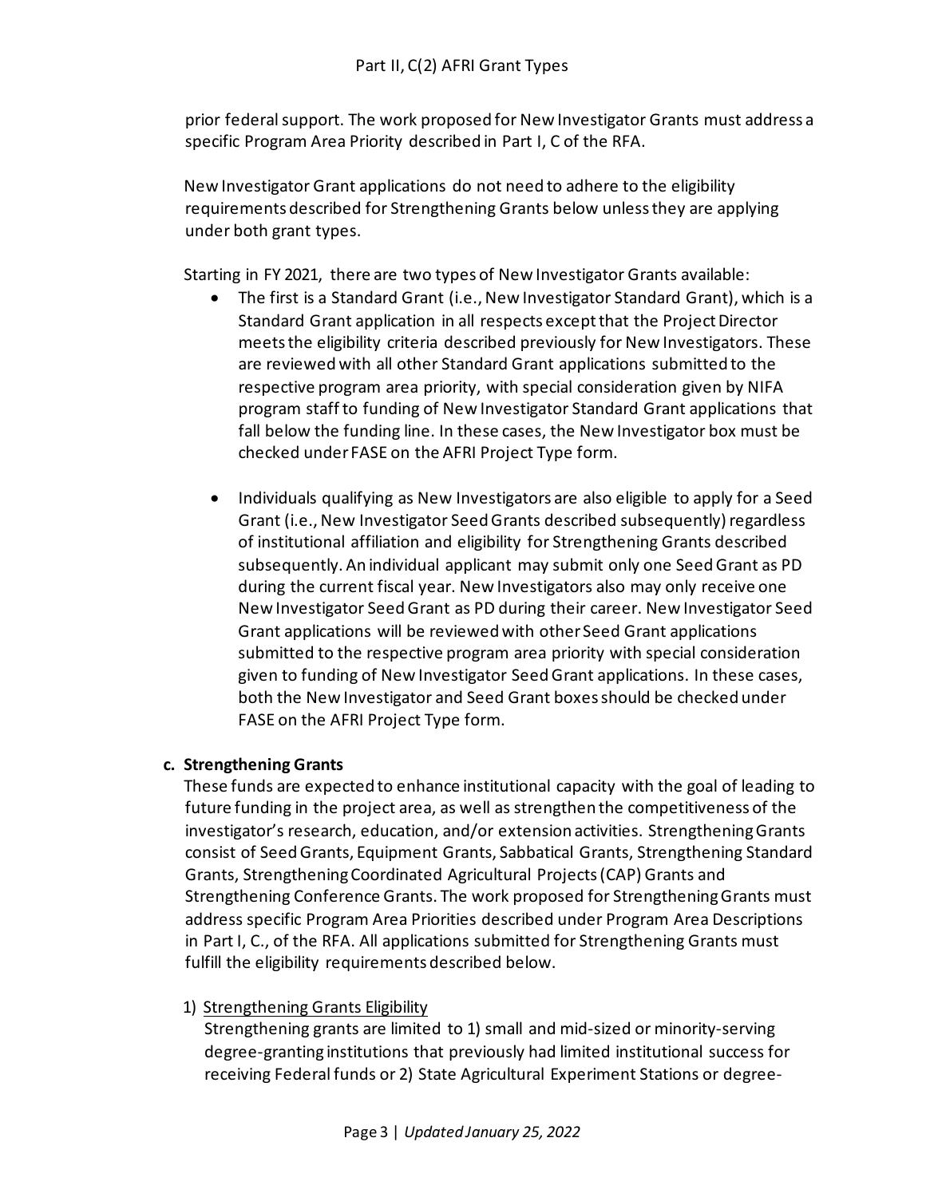prior federal support. The work proposed for New Investigator Grants must address a specific Program Area Priority described in Part I, C of the RFA.

New Investigator Grant applications do not need to adhere to the eligibility requirements described for Strengthening Grants below unless they are applying under both grant types.

Starting in FY 2021, there are two types of New Investigator Grants available:

- The first is a Standard Grant (i.e., New Investigator Standard Grant), which is a Standard Grant application in all respects except that the Project Director meets the eligibility criteria described previously for New Investigators. These are reviewed with all other Standard Grant applications submitted to the respective program area priority, with special consideration given by NIFA program staff to funding of New Investigator Standard Grant applications that fall below the funding line. In these cases, the New Investigator box must be checked under FASE on the AFRI Project Type form.

- Individuals qualifying as New Investigators are also eligible to apply for a Seed Grant (i.e., New Investigator Seed Grants described subsequently) regardless of institutional affiliation and eligibility for Strengthening Grants described subsequently. An individual applicant may submit only one Seed Grant as PD during the current fiscal year. New Investigators also may only receive one New Investigator Seed Grant as PD during their career. New Investigator Seed Grant applications will be reviewed with other Seed Grant applications submitted to the respective program area priority with special consideration given to funding of New Investigator Seed Grant applications. In these cases, both the New Investigator and Seed Grant boxes should be checked under FASE on the AFRI Project Type form.

**c. Strengthening Grants**

These funds are expected to enhance institutional capacity with the goal of leading to future funding in the project area, as well as strengthen the competitiveness of the investigator's research, education, and/or extension activities. Strengthening Grants consist of Seed Grants, Equipment Grants, Sabbatical Grants, Strengthening Standard Grants, Strengthening Coordinated Agricultural Projects (CAP) Grants and Strengthening Conference Grants. The work proposed for Strengthening Grants must address specific Program Area Priorities described under Program Area Descriptions in Part I, C., of the RFA. All applications submitted for Strengthening Grants must fulfill the eligibility requirements described below.

1) Strengthening Grants Eligibility

Strengthening grants are limited to 1) small and mid-sized or minority-serving degree-granting institutions that previously had limited institutional success for receiving Federal funds or 2) State Agricultural Experiment Stations or degree-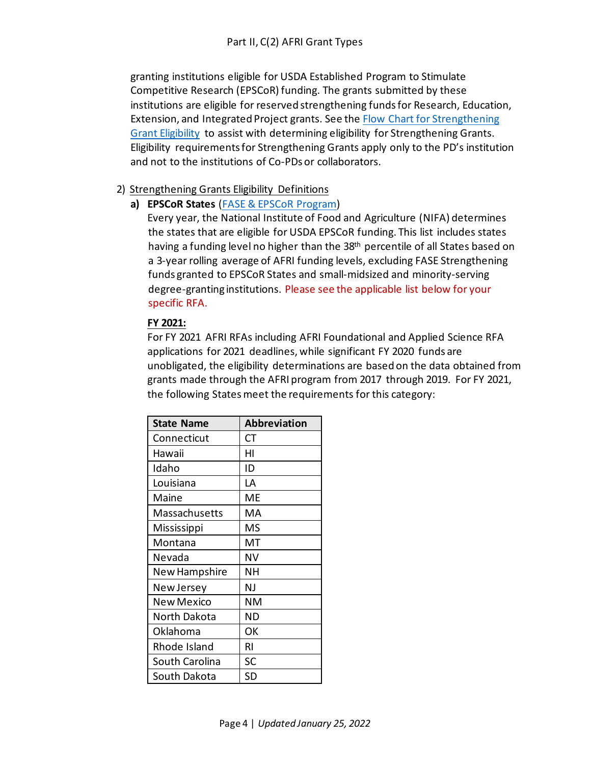granting institutions eligible for USDA Established Program to Stimulate Competitive Research (EPSCoR) funding. The grants submitted by these institutions are eligible for reserved strengthening funds for Research, Education, Extension, and Integrated Project grants. See the [Flow Chart for Strengthening Grant Eligibility] to assist with determining eligibility for Strengthening Grants. Eligibility requirements for Strengthening Grants apply only to the PD's institution and not to the institutions of Co-PDs or collaborators.

2) Strengthening Grants Eligibility Definitions

   a) **EPSCoR States** ([FASE & EPSCoR Program])

   Every year, the National Institute of Food and Agriculture (NIFA) determines the states that are eligible for USDA EPSCoR funding. This list includes states having a funding level no higher than the 38th percentile of all States based on a 3-year rolling average of AFRI funding levels, excluding FASE Strengthening funds granted to EPSCoR States and small-midsized and minority-serving degree-granting institutions. Please see the applicable list below for your specific RFA.

   **FY 2021:**

   For FY 2021 AFRI RFAs including AFRI Foundational and Applied Science RFA applications for 2021 deadlines, while significant FY 2020 funds are unobligated, the eligibility determinations are based on the data obtained from grants made through the AFRI program from 2017 through 2019. For FY 2021, the following States meet the requirements for this category:

| State Name | Abbreviation |
|---|---|
| Connecticut | CT |
| Hawaii | HI |
| Idaho | ID |
| Louisiana | LA |
| Maine | ME |
| Massachusetts | MA |
| Mississippi | MS |
| Montana | MT |
| Nevada | NV |
| New Hampshire | NH |
| New Jersey | NJ |
| New Mexico | NM |
| North Dakota | ND |
| Oklahoma | OK |
| Rhode Island | RI |
| South Carolina | SC |
| South Dakota | SD |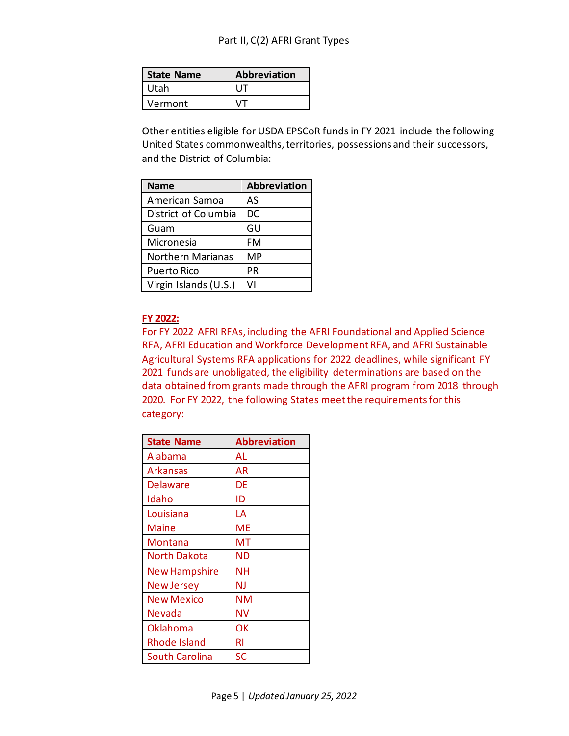| State Name | Abbreviation |
|---|---|
| Utah | UT |
| Vermont | VT |

Other entities eligible for USDA EPSCoR funds in FY 2021 include the following United States commonwealths, territories, possessions and their successors, and the District of Columbia:

| Name | Abbreviation |
|---|---|
| American Samoa | AS |
| District of Columbia | DC |
| Guam | GU |
| Micronesia | FM |
| Northern Marianas | MP |
| Puerto Rico | PR |
| Virgin Islands (U.S.) | VI |

**FY 2022:**

For FY 2022 AFRI RFAs, including the AFRI Foundational and Applied Science RFA, AFRI Education and Workforce Development RFA, and AFRI Sustainable Agricultural Systems RFA applications for 2022 deadlines, while significant FY 2021 funds are unobligated, the eligibility determinations are based on the data obtained from grants made through the AFRI program from 2018 through 2020. For FY 2022, the following States meet the requirements for this category:

| State Name | Abbreviation |
|---|---|
| Alabama | AL |
| Arkansas | AR |
| Delaware | DE |
| Idaho | ID |
| Louisiana | LA |
| Maine | ME |
| Montana | MT |
| North Dakota | ND |
| New Hampshire | NH |
| New Jersey | NJ |
| New Mexico | NM |
| Nevada | NV |
| Oklahoma | OK |
| Rhode Island | RI |
| South Carolina | SC |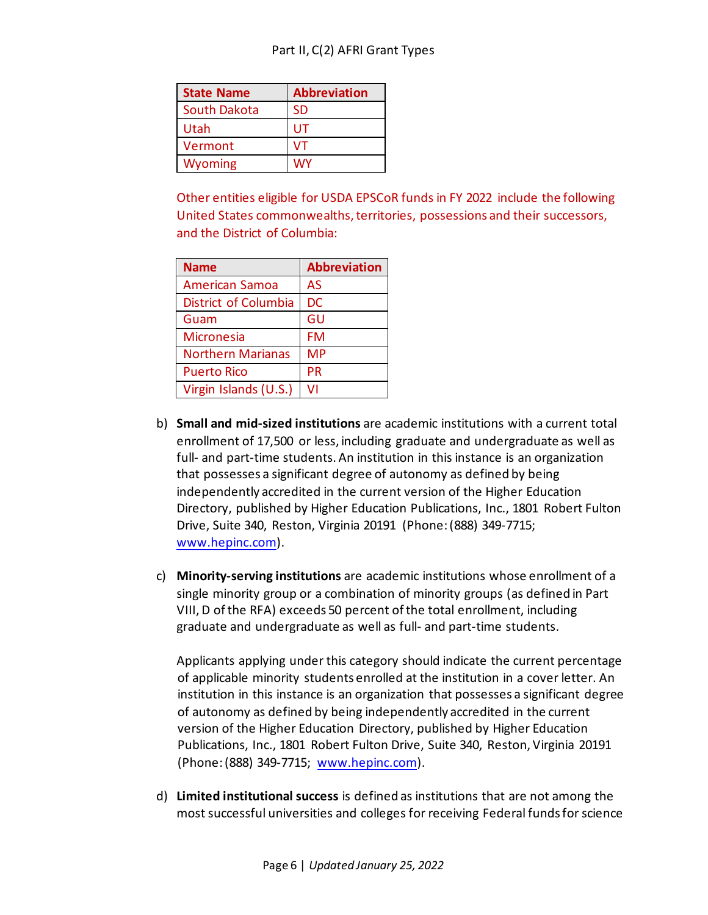| State Name | Abbreviation |
|---|---|
| South Dakota | SD |
| Utah | UT |
| Vermont | VT |
| Wyoming | WY |

Other entities eligible for USDA EPSCoR funds in FY 2022 include the following United States commonwealths, territories, possessions and their successors, and the District of Columbia:

| Name | Abbreviation |
|---|---|
| American Samoa | AS |
| District of Columbia | DC |
| Guam | GU |
| Micronesia | FM |
| Northern Marianas | MP |
| Puerto Rico | PR |
| Virgin Islands (U.S.) | VI |

b) **Small and mid-sized institutions** are academic institutions with a current total enrollment of 17,500 or less, including graduate and undergraduate as well as full- and part-time students. An institution in this instance is an organization that possesses a significant degree of autonomy as defined by being independently accredited in the current version of the Higher Education Directory, published by Higher Education Publications, Inc., 1801 Robert Fulton Drive, Suite 340, Reston, Virginia 20191 (Phone: (888) 349-7715; www.hepinc.com).

c) **Minority-serving institutions** are academic institutions whose enrollment of a single minority group or a combination of minority groups (as defined in Part VIII, D of the RFA) exceeds 50 percent of the total enrollment, including graduate and undergraduate as well as full- and part-time students.

   Applicants applying under this category should indicate the current percentage of applicable minority students enrolled at the institution in a cover letter. An institution in this instance is an organization that possesses a significant degree of autonomy as defined by being independently accredited in the current version of the Higher Education Directory, published by Higher Education Publications, Inc., 1801 Robert Fulton Drive, Suite 340, Reston, Virginia 20191 (Phone: (888) 349-7715; www.hepinc.com).

d) **Limited institutional success** is defined as institutions that are not among the most successful universities and colleges for receiving Federal funds for science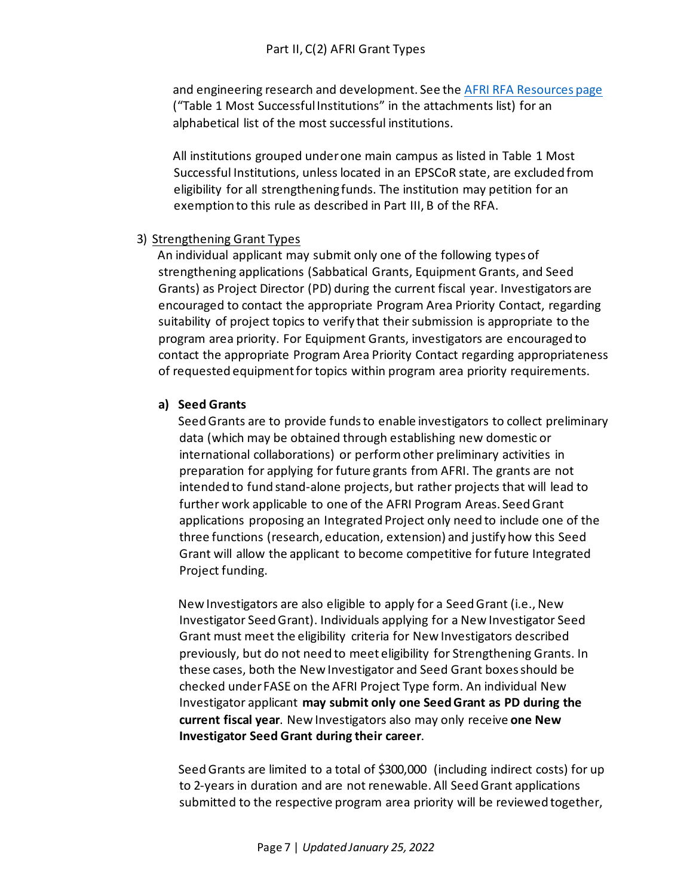and engineering research and development. See the [AFRI RFA Resources page](AFRI RFA Resources page) ("Table 1 Most Successful Institutions" in the attachments list) for an alphabetical list of the most successful institutions.

All institutions grouped under one main campus as listed in Table 1 Most Successful Institutions, unless located in an EPSCoR state, are excluded from eligibility for all strengthening funds. The institution may petition for an exemption to this rule as described in Part III, B of the RFA.

3) Strengthening Grant Types

An individual applicant may submit only one of the following types of strengthening applications (Sabbatical Grants, Equipment Grants, and Seed Grants) as Project Director (PD) during the current fiscal year. Investigators are encouraged to contact the appropriate Program Area Priority Contact, regarding suitability of project topics to verify that their submission is appropriate to the program area priority. For Equipment Grants, investigators are encouraged to contact the appropriate Program Area Priority Contact regarding appropriateness of requested equipment for topics within program area priority requirements.

**a) Seed Grants**

Seed Grants are to provide funds to enable investigators to collect preliminary data (which may be obtained through establishing new domestic or international collaborations) or perform other preliminary activities in preparation for applying for future grants from AFRI. The grants are not intended to fund stand-alone projects, but rather projects that will lead to further work applicable to one of the AFRI Program Areas. Seed Grant applications proposing an Integrated Project only need to include one of the three functions (research, education, extension) and justify how this Seed Grant will allow the applicant to become competitive for future Integrated Project funding.

New Investigators are also eligible to apply for a Seed Grant (i.e., New Investigator Seed Grant). Individuals applying for a New Investigator Seed Grant must meet the eligibility criteria for New Investigators described previously, but do not need to meet eligibility for Strengthening Grants. In these cases, both the New Investigator and Seed Grant boxes should be checked under FASE on the AFRI Project Type form. An individual New Investigator applicant **may submit only one Seed Grant as PD during the current fiscal year**. New Investigators also may only receive **one New Investigator Seed Grant during their career**.

Seed Grants are limited to a total of $300,000 (including indirect costs) for up to 2-years in duration and are not renewable. All Seed Grant applications submitted to the respective program area priority will be reviewed together,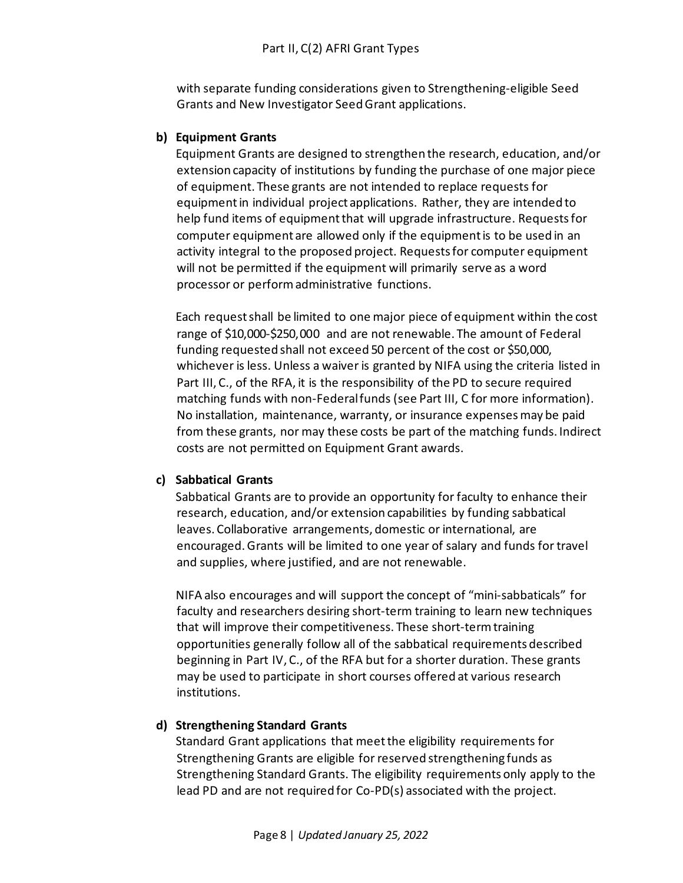with separate funding considerations given to Strengthening-eligible Seed Grants and New Investigator Seed Grant applications.

**b) Equipment Grants**

Equipment Grants are designed to strengthen the research, education, and/or extension capacity of institutions by funding the purchase of one major piece of equipment. These grants are not intended to replace requests for equipment in individual project applications. Rather, they are intended to help fund items of equipment that will upgrade infrastructure. Requests for computer equipment are allowed only if the equipment is to be used in an activity integral to the proposed project. Requests for computer equipment will not be permitted if the equipment will primarily serve as a word processor or perform administrative functions.

Each request shall be limited to one major piece of equipment within the cost range of $10,000-$250,000 and are not renewable. The amount of Federal funding requested shall not exceed 50 percent of the cost or $50,000, whichever is less. Unless a waiver is granted by NIFA using the criteria listed in Part III, C., of the RFA, it is the responsibility of the PD to secure required matching funds with non-Federal funds (see Part III, C for more information). No installation, maintenance, warranty, or insurance expenses may be paid from these grants, nor may these costs be part of the matching funds. Indirect costs are not permitted on Equipment Grant awards.

**c) Sabbatical Grants**

Sabbatical Grants are to provide an opportunity for faculty to enhance their research, education, and/or extension capabilities by funding sabbatical leaves. Collaborative arrangements, domestic or international, are encouraged. Grants will be limited to one year of salary and funds for travel and supplies, where justified, and are not renewable.

NIFA also encourages and will support the concept of "mini-sabbaticals" for faculty and researchers desiring short-term training to learn new techniques that will improve their competitiveness. These short-term training opportunities generally follow all of the sabbatical requirements described beginning in Part IV, C., of the RFA but for a shorter duration. These grants may be used to participate in short courses offered at various research institutions.

**d) Strengthening Standard Grants**

Standard Grant applications that meet the eligibility requirements for Strengthening Grants are eligible for reserved strengthening funds as Strengthening Standard Grants. The eligibility requirements only apply to the lead PD and are not required for Co-PD(s) associated with the project.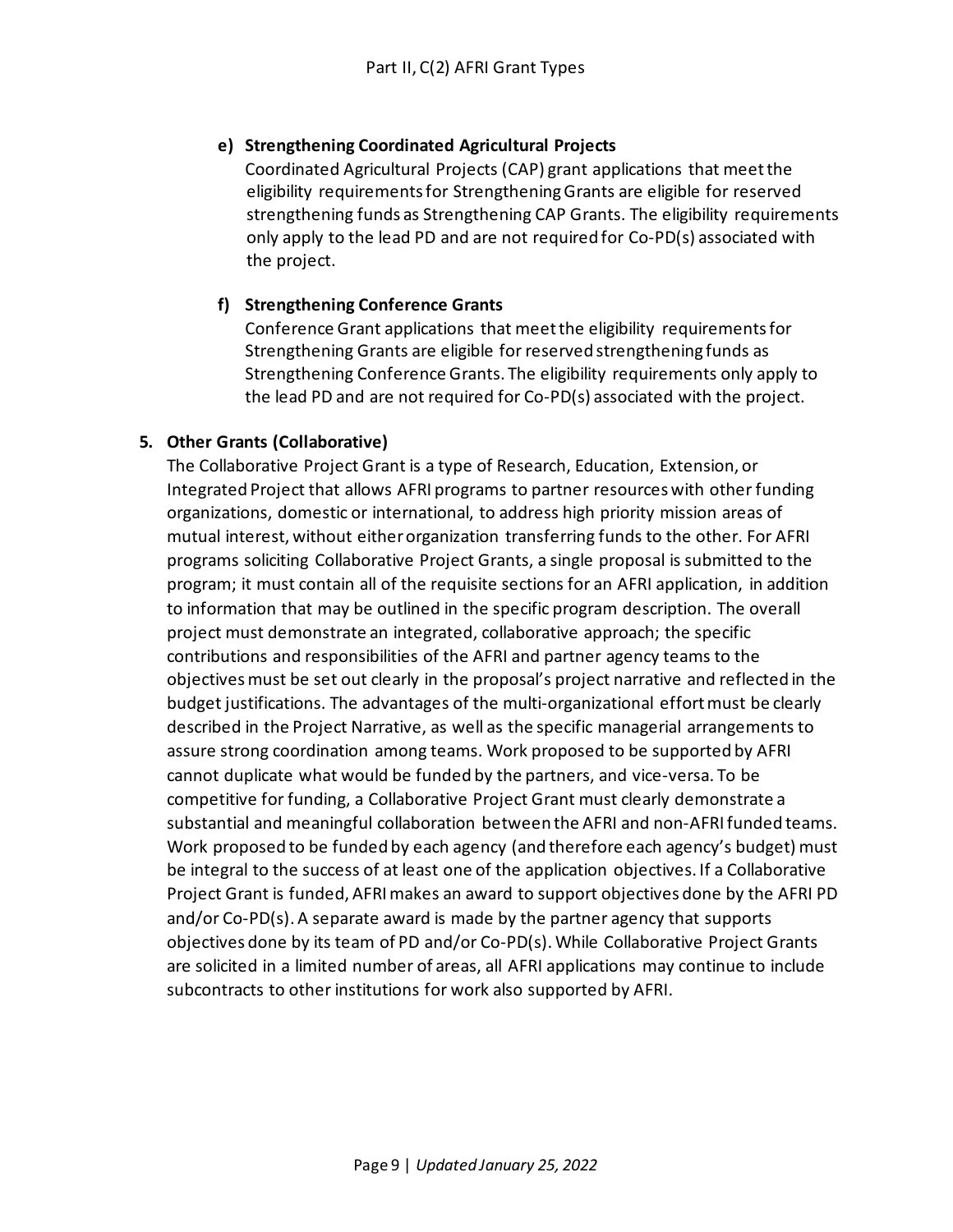**e) Strengthening Coordinated Agricultural Projects**

Coordinated Agricultural Projects (CAP) grant applications that meet the eligibility requirements for Strengthening Grants are eligible for reserved strengthening funds as Strengthening CAP Grants. The eligibility requirements only apply to the lead PD and are not required for Co-PD(s) associated with the project.

**f) Strengthening Conference Grants**

Conference Grant applications that meet the eligibility requirements for Strengthening Grants are eligible for reserved strengthening funds as Strengthening Conference Grants. The eligibility requirements only apply to the lead PD and are not required for Co-PD(s) associated with the project.

**5. Other Grants (Collaborative)**

The Collaborative Project Grant is a type of Research, Education, Extension, or Integrated Project that allows AFRI programs to partner resources with other funding organizations, domestic or international, to address high priority mission areas of mutual interest, without either organization transferring funds to the other. For AFRI programs soliciting Collaborative Project Grants, a single proposal is submitted to the program; it must contain all of the requisite sections for an AFRI application, in addition to information that may be outlined in the specific program description. The overall project must demonstrate an integrated, collaborative approach; the specific contributions and responsibilities of the AFRI and partner agency teams to the objectives must be set out clearly in the proposal's project narrative and reflected in the budget justifications. The advantages of the multi-organizational effort must be clearly described in the Project Narrative, as well as the specific managerial arrangements to assure strong coordination among teams. Work proposed to be supported by AFRI cannot duplicate what would be funded by the partners, and vice-versa. To be competitive for funding, a Collaborative Project Grant must clearly demonstrate a substantial and meaningful collaboration between the AFRI and non-AFRI funded teams. Work proposed to be funded by each agency (and therefore each agency's budget) must be integral to the success of at least one of the application objectives. If a Collaborative Project Grant is funded, AFRI makes an award to support objectives done by the AFRI PD and/or Co-PD(s). A separate award is made by the partner agency that supports objectives done by its team of PD and/or Co-PD(s). While Collaborative Project Grants are solicited in a limited number of areas, all AFRI applications may continue to include subcontracts to other institutions for work also supported by AFRI.